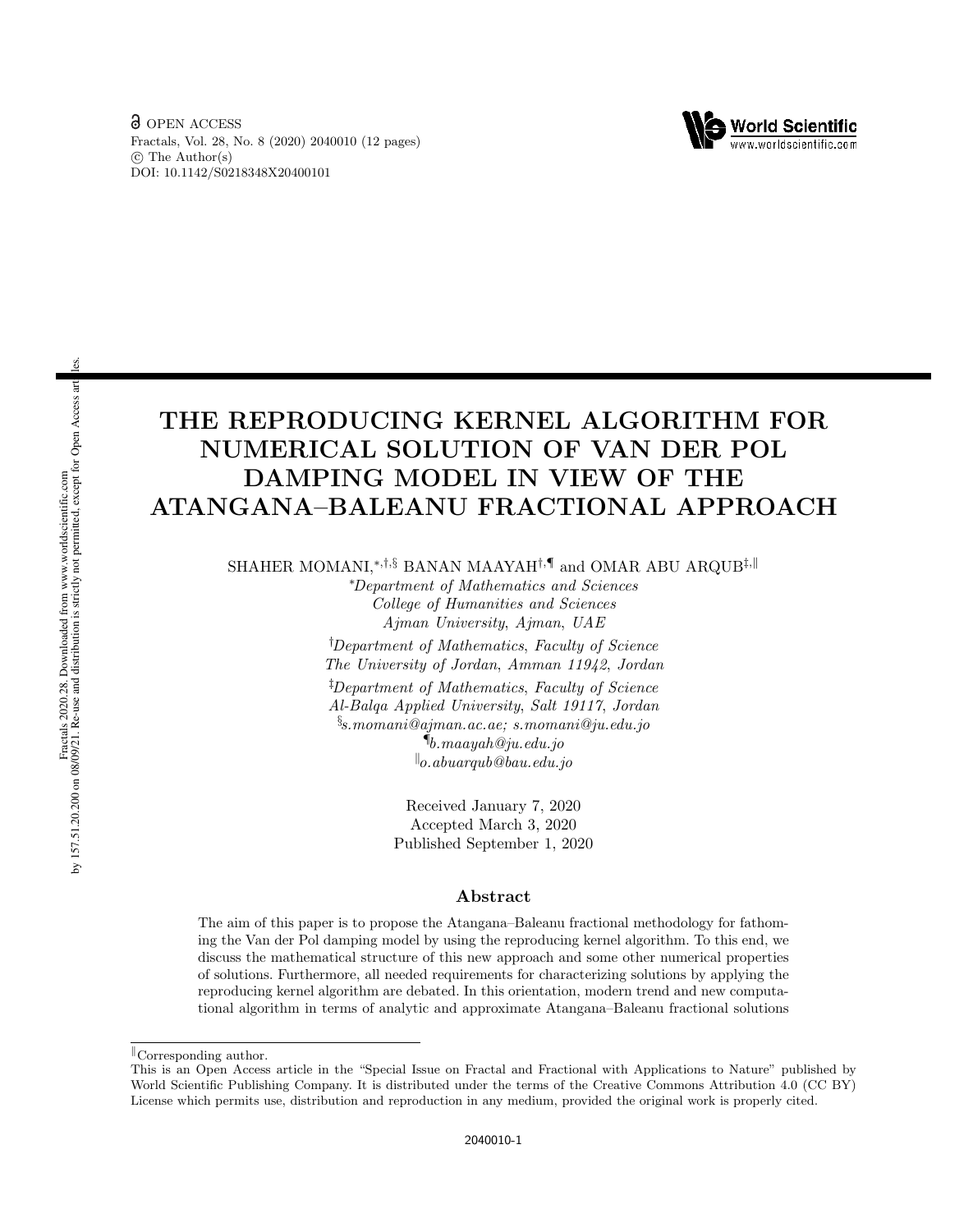# THE REPRODUCING KERNEL ALGORITHM FOR NUMERICAL SOLUTION OF VAN DER POL DAMPING MODEL IN VIEW OF THE ATANGANA–BALEANU FRACTIONAL APPROACH

SHAHER MOMANI,[*,†,§] BANAN MAAYAH[†,¶] and OMAR ABU ARQUB[‡,‖]

[*]*Department of Mathematics and Sciences*
*College of Humanities and Sciences*
*Ajman University, Ajman, UAE*

[†]*Department of Mathematics, Faculty of Science*
*The University of Jordan, Amman 11942, Jordan*

[‡]*Department of Mathematics, Faculty of Science*
*Al-Balqa Applied University, Salt 19117, Jordan*

[§]*s.momani@ajman.ac.ae; s.momani@ju.edu.jo*

[¶]*b.maayah@ju.edu.jo*

[‖]*o.abuarqub@bau.edu.jo*

Received January 7, 2020
Accepted March 3, 2020
Published September 1, 2020

## Abstract

The aim of this paper is to propose the Atangana–Baleanu fractional methodology for fathoming the Van der Pol damping model by using the reproducing kernel algorithm. To this end, we discuss the mathematical structure of this new approach and some other numerical properties of solutions. Furthermore, all needed requirements for characterizing solutions by applying the reproducing kernel algorithm are debated. In this orientation, modern trend and new computational algorithm in terms of analytic and approximate Atangana–Baleanu fractional solutions

---

[‖]Corresponding author.

This is an Open Access article in the "Special Issue on Fractal and Fractional with Applications to Nature" published by World Scientific Publishing Company. It is distributed under the terms of the Creative Commons Attribution 4.0 (CC BY) License which permits use, distribution and reproduction in any medium, provided the original work is properly cited.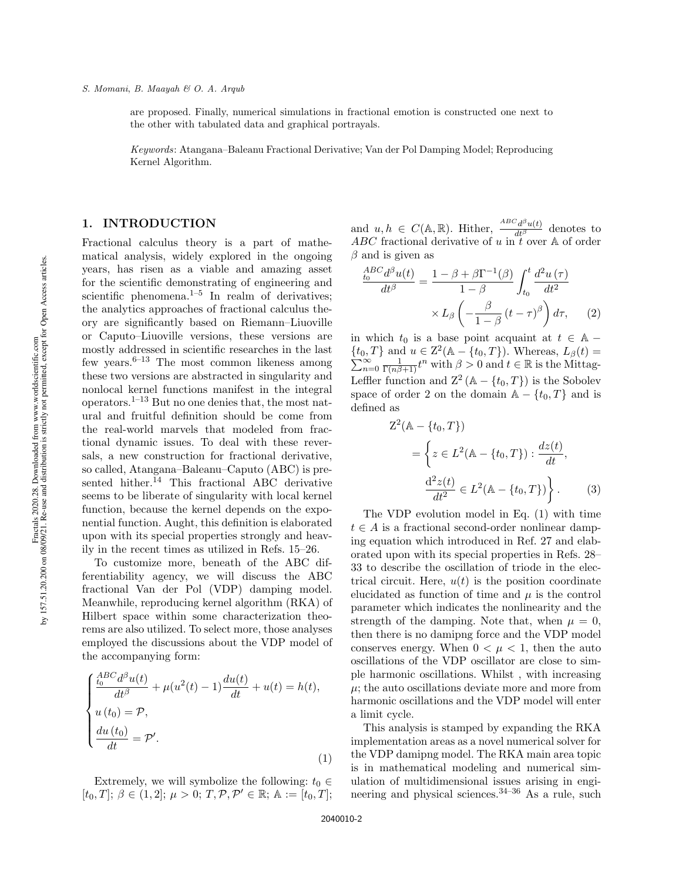are proposed. Finally, numerical simulations in fractional emotion is constructed one next to the other with tabulated data and graphical portrayals.

*Keywords*: Atangana–Baleanu Fractional Derivative; Van der Pol Damping Model; Reproducing Kernel Algorithm.

## 1. INTRODUCTION

Fractional calculus theory is a part of mathematical analysis, widely explored in the ongoing years, has risen as a viable and amazing asset for the scientific demonstrating of engineering and scientific phenomena.[1–5] In realm of derivatives; the analytics approaches of fractional calculus theory are significantly based on Riemann–Liuoville or Caputo–Liuoville versions, these versions are mostly addressed in scientific researches in the last few years.[6–13] The most common likeness among these two versions are abstracted in singularity and nonlocal kernel functions manifest in the integral operators.[1–13] But no one denies that, the most natural and fruitful definition should be come from the real-world marvels that modeled from fractional dynamic issues. To deal with these reversals, a new construction for fractional derivative, so called, Atangana–Baleanu–Caputo (ABC) is presented hither.[14] This fractional ABC derivative seems to be liberate of singularity with local kernel function, because the kernel depends on the exponential function. Aught, this definition is elaborated upon with its special properties strongly and heavily in the recent times as utilized in Refs. 15–26.

To customize more, beneath of the ABC differentiability agency, we will discuss the ABC fractional Van der Pol (VDP) damping model. Meanwhile, reproducing kernel algorithm (RKA) of Hilbert space within some characterization theorems are also utilized. To select more, those analyses employed the discussions about the VDP model of the accompanying form:

$$
\begin{cases}
\dfrac{{}^{ABC}_{t_0}d^{\beta}u(t)}{dt^{\beta}} + \mu(u^2(t)-1)\dfrac{du(t)}{dt} + u(t) = h(t), \\
u\left(t_0\right) = \mathcal{P}, \\
\dfrac{du\left(t_0\right)}{dt} = \mathcal{P}'.
\end{cases}
\tag{1}
$$

Extremely, we will symbolize the following: $t_0 \in [t_0, T]$; $\beta \in (1, 2]$; $\mu > 0$; $T, \mathcal{P}, \mathcal{P}' \in \mathbb{R}$; $\mathbb{A} := [t_0, T]$; and $u, h \in C(\mathbb{A}, \mathbb{R})$. Hither, $\frac{{}^{ABC}d^{\beta}u(t)}{dt^{\beta}}$ denotes to $ABC$ fractional derivative of $u$ in $t$ over $\mathbb{A}$ of order $\beta$ and is given as

$$
\frac{{}^{ABC}_{t_0}d^{\beta}u(t)}{dt^{\beta}} = \frac{1-\beta+\beta\Gamma^{-1}(\beta)}{1-\beta}\int_{t_0}^{t}\frac{d^2u\left(\tau\right)}{dt^2} \times L_{\beta}\left(-\frac{\beta}{1-\beta}\left(t-\tau\right)^{\beta}\right)d\tau, \tag{2}
$$

in which $t_0$ is a base point acquaint at $t \in \mathbb{A} - \{t_0, T\}$ and $u \in \mathrm{Z}^2(\mathbb{A} - \{t_0, T\})$. Whereas, $L_{\beta}(t) = \sum_{n=0}^{\infty}\frac{1}{\Gamma(n\beta+1)}t^n$ with $\beta > 0$ and $t \in \mathbb{R}$ is the Mittag-Leffler function and $\mathrm{Z}^2\left(\mathbb{A} - \{t_0, T\}\right)$ is the Sobolev space of order 2 on the domain $\mathbb{A} - \{t_0, T\}$ and is defined as

$$
\mathrm{Z}^2(\mathbb{A} - \{t_0, T\}) = \left\{ z \in L^2(\mathbb{A} - \{t_0, T\}) : \frac{dz(t)}{dt}, \frac{\mathrm{d}^2z(t)}{dt^2} \in L^2(\mathbb{A} - \{t_0, T\}) \right\}. \tag{3}
$$

The VDP evolution model in Eq. (1) with time $t \in A$ is a fractional second-order nonlinear damping equation which introduced in Ref. 27 and elaborated upon with its special properties in Refs. 28–33 to describe the oscillation of triode in the electrical circuit. Here, $u(t)$ is the position coordinate elucidated as function of time and $\mu$ is the control parameter which indicates the nonlinearity and the strength of the damping. Note that, when $\mu = 0$, then there is no damipng force and the VDP model conserves energy. When $0 < \mu < 1$, then the auto oscillations of the VDP oscillator are close to simple harmonic oscillations. Whilst , with increasing $\mu$; the auto oscillations deviate more and more from harmonic oscillations and the VDP model will enter a limit cycle.

This analysis is stamped by expanding the RKA implementation areas as a novel numerical solver for the VDP damipng model. The RKA main area topic is in mathematical modeling and numerical simulation of multidimensional issues arising in engineering and physical sciences.[34–36] As a rule, such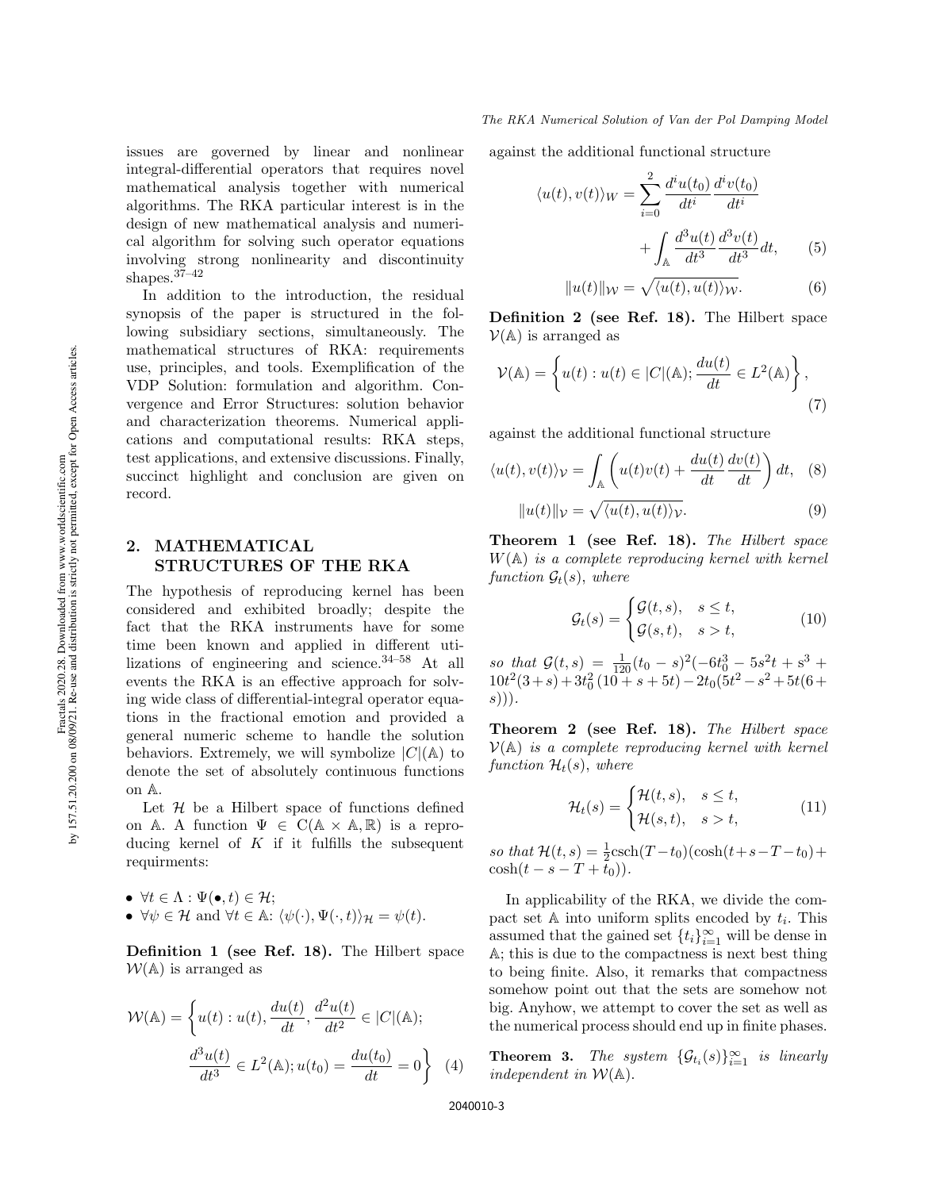issues are governed by linear and nonlinear integral-differential operators that requires novel mathematical analysis together with numerical algorithms. The RKA particular interest is in the design of new mathematical analysis and numerical algorithm for solving such operator equations involving strong nonlinearity and discontinuity shapes.[37–42]

In addition to the introduction, the residual synopsis of the paper is structured in the following subsidiary sections, simultaneously. The mathematical structures of RKA: requirements use, principles, and tools. Exemplification of the VDP Solution: formulation and algorithm. Convergence and Error Structures: solution behavior and characterization theorems. Numerical applications and computational results: RKA steps, test applications, and extensive discussions. Finally, succinct highlight and conclusion are given on record.

## 2. MATHEMATICAL STRUCTURES OF THE RKA

The hypothesis of reproducing kernel has been considered and exhibited broadly; despite the fact that the RKA instruments have for some time been known and applied in different utilizations of engineering and science.[34–58] At all events the RKA is an effective approach for solving wide class of differential-integral operator equations in the fractional emotion and provided a general numeric scheme to handle the solution behaviors. Extremely, we will symbolize $|C|(\mathbb{A})$ to denote the set of absolutely continuous functions on $\mathbb{A}$.

Let $\mathcal{H}$ be a Hilbert space of functions defined on $\mathbb{A}$. A function $\Psi \in \mathrm{C}(\mathbb{A} \times \mathbb{A}, \mathbb{R})$ is a reproducing kernel of $K$ if it fulfills the subsequent requirments:

- $\forall t \in \Lambda : \Psi(\bullet, t) \in \mathcal{H}$;
- $\forall \psi \in \mathcal{H}$ and $\forall t \in \mathbb{A}$: $\langle \psi(\cdot), \Psi(\cdot, t)\rangle_{\mathcal{H}} = \psi(t)$.

**Definition 1 (see Ref. 18).** The Hilbert space $\mathcal{W}(\mathbb{A})$ is arranged as

$$\mathcal{W}(\mathbb{A}) = \left\{ u(t) : u(t), \frac{du(t)}{dt}, \frac{d^2u(t)}{dt^2} \in |C|(\mathbb{A}); \frac{d^3u(t)}{dt^3} \in L^2(\mathbb{A}); u(t_0) = \frac{du(t_0)}{dt} = 0 \right\} \quad (4)$$

against the additional functional structure

$$\langle u(t), v(t)\rangle_W = \sum_{i=0}^{2} \frac{d^i u(t_0)}{dt^i} \frac{d^i v(t_0)}{dt^i} + \int_{\mathbb{A}} \frac{d^3u(t)}{dt^3} \frac{d^3v(t)}{dt^3} dt, \quad (5)$$

$$\|u(t)\|_{\mathcal{W}} = \sqrt{\langle u(t), u(t)\rangle_{\mathcal{W}}}. \quad (6)$$

**Definition 2 (see Ref. 18).** The Hilbert space $\mathcal{V}(\mathbb{A})$ is arranged as

$$\mathcal{V}(\mathbb{A}) = \left\{ u(t) : u(t) \in |C|(\mathbb{A}); \frac{du(t)}{dt} \in L^2(\mathbb{A}) \right\}, \quad (7)$$

against the additional functional structure

$$\langle u(t), v(t)\rangle_{\mathcal{V}} = \int_{\mathbb{A}} \left( u(t)v(t) + \frac{du(t)}{dt}\frac{dv(t)}{dt} \right) dt, \quad (8)$$

$$\|u(t)\|_{\mathcal{V}} = \sqrt{\langle u(t), u(t)\rangle_{\mathcal{V}}}. \quad (9)$$

**Theorem 1 (see Ref. 18).** *The Hilbert space $W(\mathbb{A})$ is a complete reproducing kernel with kernel function $\mathcal{G}_t(s)$, where*

$$\mathcal{G}_t(s) = \begin{cases} \mathcal{G}(t, s), & s \le t, \\ \mathcal{G}(s, t), & s > t, \end{cases} \quad (10)$$

*so that* $\mathcal{G}(t, s) = \frac{1}{120}(t_0 - s)^2(-6t_0^3 - 5s^2t + s^3 + 10t^2(3 + s) + 3t_0^2(10 + s + 5t) - 2t_0(5t^2 - s^2 + 5t(6 + s)))$.

**Theorem 2 (see Ref. 18).** *The Hilbert space $\mathcal{V}(\mathbb{A})$ is a complete reproducing kernel with kernel function $\mathcal{H}_t(s)$, where*

$$\mathcal{H}_t(s) = \begin{cases} \mathcal{H}(t, s), & s \le t, \\ \mathcal{H}(s, t), & s > t, \end{cases} \quad (11)$$

*so that* $\mathcal{H}(t, s) = \frac{1}{2}\mathrm{csch}(T - t_0)(\cosh(t + s - T - t_0) + \cosh(t - s - T + t_0))$.

In applicability of the RKA, we divide the compact set $\mathbb{A}$ into uniform splits encoded by $t_i$. This assumed that the gained set $\{t_i\}_{i=1}^{\infty}$ will be dense in $\mathbb{A}$; this is due to the compactness is next best thing to being finite. Also, it remarks that compactness somehow point out that the sets are somehow not big. Anyhow, we attempt to cover the set as well as the numerical process should end up in finite phases.

**Theorem 3.** *The system $\{\mathcal{G}_{t_i}(s)\}_{i=1}^{\infty}$ is linearly independent in $\mathcal{W}(\mathbb{A})$.*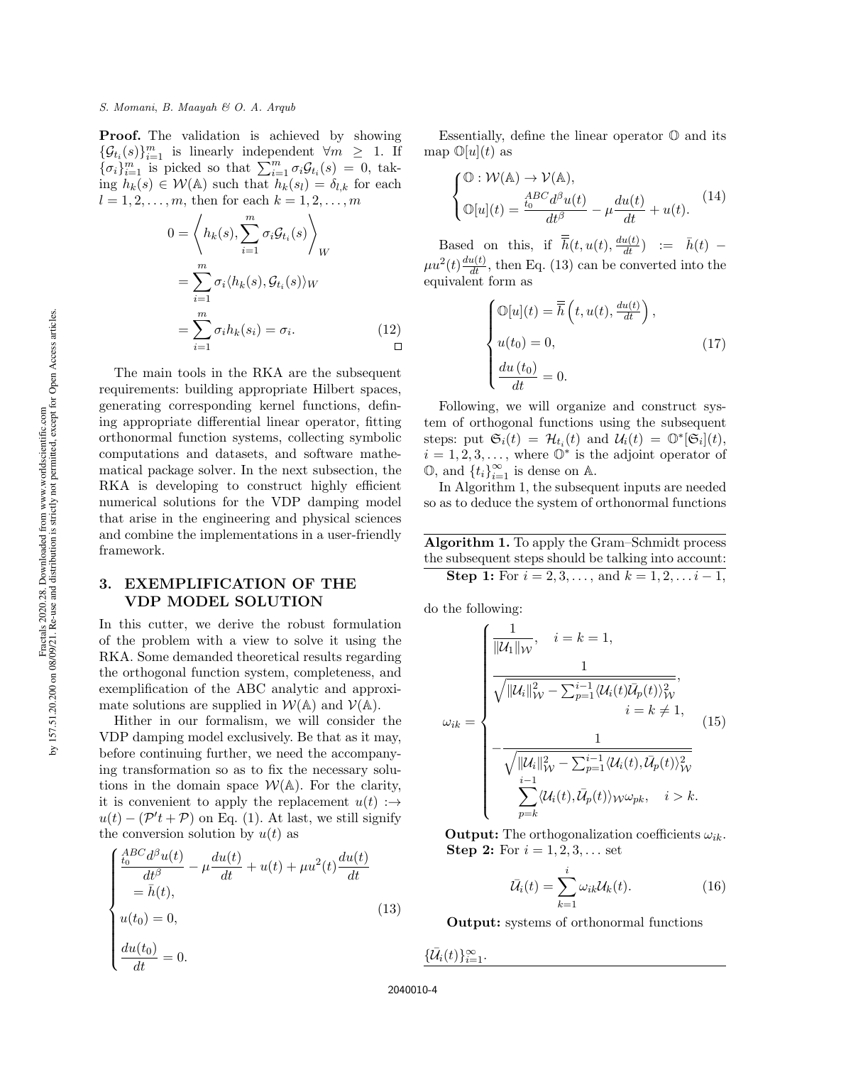**Proof.** The validation is achieved by showing $\{\mathcal{G}_{t_i}(s)\}_{i=1}^{m}$ is linearly independent $\forall m \geq 1$. If $\{\sigma_i\}_{i=1}^{m}$ is picked so that $\sum_{i=1}^{m} \sigma_i \mathcal{G}_{t_i}(s) = 0$, taking $h_k(s) \in \mathcal{W}(\mathbb{A})$ such that $h_k(s_l) = \delta_{l,k}$ for each $l = 1, 2, \ldots, m$, then for each $k = 1, 2, \ldots, m$

$$
\begin{aligned}
0 &= \left\langle h_k(s), \sum_{i=1}^{m} \sigma_i \mathcal{G}_{t_i}(s) \right\rangle_W \\
&= \sum_{i=1}^{m} \sigma_i \langle h_k(s), \mathcal{G}_{t_i}(s) \rangle_W \\
&= \sum_{i=1}^{m} \sigma_i h_k(s_i) = \sigma_i. \qquad (12)
\end{aligned}
$$

□

The main tools in the RKA are the subsequent requirements: building appropriate Hilbert spaces, generating corresponding kernel functions, defining appropriate differential linear operator, fitting orthonormal function systems, collecting symbolic computations and datasets, and software mathematical package solver. In the next subsection, the RKA is developing to construct highly efficient numerical solutions for the VDP damping model that arise in the engineering and physical sciences and combine the implementations in a user-friendly framework.

## 3. EXEMPLIFICATION OF THE VDP MODEL SOLUTION

In this cutter, we derive the robust formulation of the problem with a view to solve it using the RKA. Some demanded theoretical results regarding the orthogonal function system, completeness, and exemplification of the ABC analytic and approximate solutions are supplied in $\mathcal{W}(\mathbb{A})$ and $\mathcal{V}(\mathbb{A})$.

Hither in our formalism, we will consider the VDP damping model exclusively. Be that as it may, before continuing further, we need the accompanying transformation so as to fix the necessary solutions in the domain space $\mathcal{W}(\mathbb{A})$. For the clarity, it is convenient to apply the replacement $u(t) :\rightarrow u(t) - (\mathcal{P}'t + \mathcal{P})$ on Eq. (1). At last, we still signify the conversion solution by $u(t)$ as

$$
\begin{cases}
{}_{t_0}^{ABC}\dfrac{d^{\beta}u(t)}{dt^{\beta}} - \mu\dfrac{du(t)}{dt} + u(t) + \mu u^2(t)\dfrac{du(t)}{dt} \\
\quad = \bar{h}(t), \\
u(t_0) = 0, \\
\dfrac{du(t_0)}{dt} = 0.
\end{cases} \qquad (13)
$$

Essentially, define the linear operator $\mathbb{O}$ and its map $\mathbb{O}[u](t)$ as

$$
\begin{cases}
\mathbb{O} : \mathcal{W}(\mathbb{A}) \rightarrow \mathcal{V}(\mathbb{A}), \\
\mathbb{O}[u](t) = \dfrac{{}_{t_0}^{ABC}d^{\beta}u(t)}{dt^{\beta}} - \mu\dfrac{du(t)}{dt} + u(t).
\end{cases} \qquad (14)
$$

Based on this, if $\overline{\overline{h}}(t, u(t), \frac{du(t)}{dt}) := \bar{h}(t) - \mu u^2(t)\frac{du(t)}{dt}$, then Eq. (13) can be converted into the equivalent form as

$$
\begin{cases}
\mathbb{O}[u](t) = \overline{\overline{h}}\left(t, u(t), \frac{du(t)}{dt}\right), \\
u(t_0) = 0, \\
\dfrac{du(t_0)}{dt} = 0.
\end{cases} \qquad (17)
$$

Following, we will organize and construct system of orthogonal functions using the subsequent steps: put $\mathfrak{S}_i(t) = \mathcal{H}_{t_i}(t)$ and $\mathcal{U}_i(t) = \mathbb{O}^*[\mathfrak{S}_i](t)$, $i = 1, 2, 3, \ldots$, where $\mathbb{O}^*$ is the adjoint operator of $\mathbb{O}$, and $\{t_i\}_{i=1}^{\infty}$ is dense on $\mathbb{A}$.

In Algorithm 1, the subsequent inputs are needed so as to deduce the system of orthonormal functions

---

**Algorithm 1.** To apply the Gram–Schmidt process the subsequent steps should be talking into account:

**Step 1:** For $i = 2, 3, \ldots,$ and $k = 1, 2, \ldots i - 1$, do the following:

$$
\omega_{ik} =
\begin{cases}
\dfrac{1}{\|\mathcal{U}_1\|_{\mathcal{W}}}, \quad i = k = 1, \\
\dfrac{1}{\sqrt{\|\mathcal{U}_i\|_{\mathcal{W}}^2 - \sum_{p=1}^{i-1} \langle \mathcal{U}_i(t)\bar{\mathcal{U}}_p(t)\rangle_{\mathcal{W}}^2}}, \\
\qquad\qquad i = k \neq 1, \\
-\dfrac{1}{\sqrt{\|\mathcal{U}_i\|_{\mathcal{W}}^2 - \sum_{p=1}^{i-1} \langle \mathcal{U}_i(t), \bar{\mathcal{U}}_p(t)\rangle_{\mathcal{W}}^2}} \\
\quad \displaystyle\sum_{p=k}^{i-1} \langle \mathcal{U}_i(t), \bar{\mathcal{U}}_p(t)\rangle_{\mathcal{W}} \omega_{pk}, \quad i > k.
\end{cases} \qquad (15)
$$

**Output:** The orthogonalization coefficients $\omega_{ik}$.

**Step 2:** For $i = 1, 2, 3, \ldots$ set

$$
\bar{\mathcal{U}}_i(t) = \sum_{k=1}^{i} \omega_{ik}\mathcal{U}_k(t). \qquad (16)
$$

**Output:** systems of orthonormal functions $\{\bar{\mathcal{U}}_i(t)\}_{i=1}^{\infty}$.

---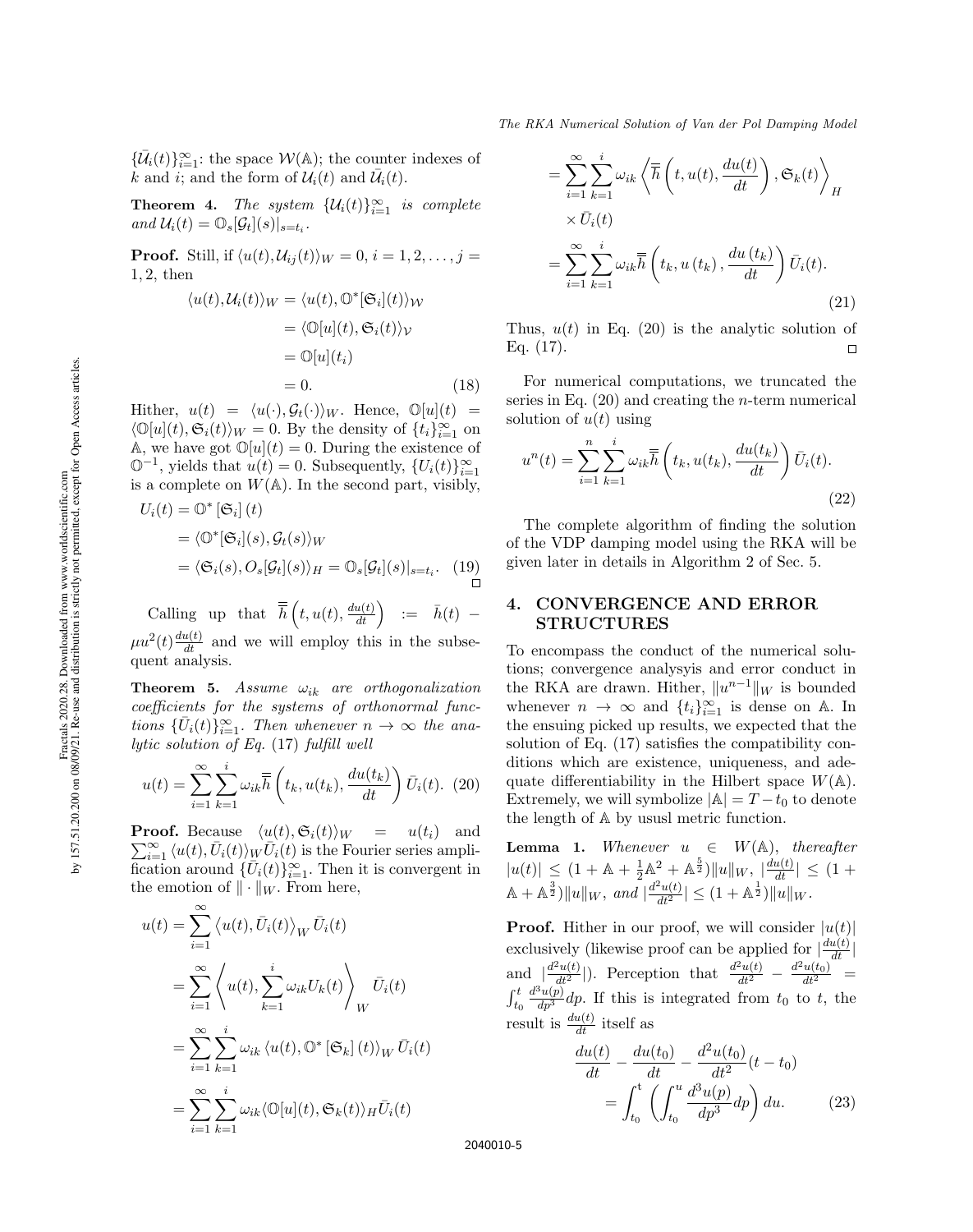$\{\bar{\mathcal{U}}_i(t)\}_{i=1}^{\infty}$: the space $\mathcal{W}(\mathbb{A})$; the counter indexes of $k$ and $i$; and the form of $\mathcal{U}_i(t)$ and $\bar{\mathcal{U}}_i(t)$.

**Theorem 4.** *The system* $\{\mathcal{U}_i(t)\}_{i=1}^{\infty}$ *is complete and* $\mathcal{U}_i(t) = \mathbb{O}_s[\mathcal{G}_t](s)|_{s=t_i}$.

**Proof.** Still, if $\langle u(t), \mathcal{U}_{ij}(t)\rangle_W = 0$, $i = 1, 2, \ldots, j = 1, 2$, then

$$
\begin{aligned}
\langle u(t), \mathcal{U}_i(t)\rangle_W &= \langle u(t), \mathbb{O}^*[\mathfrak{S}_i](t)\rangle_{\mathcal{W}} \\
&= \langle \mathbb{O}[u](t), \mathfrak{S}_i(t)\rangle_{\mathcal{V}} \\
&= \mathbb{O}[u](t_i) \\
&= 0. \qquad (18)
\end{aligned}
$$

Hither, $u(t) = \langle u(\cdot), \mathcal{G}_t(\cdot)\rangle_W$. Hence, $\mathbb{O}[u](t) = \langle \mathbb{O}[u](t), \mathfrak{S}_i(t)\rangle_W = 0$. By the density of $\{t_i\}_{i=1}^{\infty}$ on $\mathbb{A}$, we have got $\mathbb{O}[u](t) = 0$. During the existence of $\mathbb{O}^{-1}$, yields that $u(t) = 0$. Subsequently, $\{U_i(t)\}_{i=1}^{\infty}$ is a complete on $W(\mathbb{A})$. In the second part, visibly,

$$
\begin{aligned}
U_i(t) &= \mathbb{O}^*[\mathfrak{S}_i](t) \\
&= \langle \mathbb{O}^*[\mathfrak{S}_i](s), \mathcal{G}_t(s)\rangle_W \\
&= \langle \mathfrak{S}_i(s), O_s[\mathcal{G}_t](s)\rangle_H = \mathbb{O}_s[\mathcal{G}_t](s)|_{s=t_i}. \qquad (19)
\end{aligned}
$$

□

Calling up that $\bar{\bar{h}}\left(t, u(t), \frac{du(t)}{dt}\right) := \bar{h}(t) - \mu u^2(t)\frac{du(t)}{dt}$ and we will employ this in the subsequent analysis.

**Theorem 5.** *Assume* $\omega_{ik}$ *are orthogonalization coefficients for the systems of orthonormal functions* $\{\bar{U}_i(t)\}_{i=1}^{\infty}$. *Then whenever* $n \to \infty$ *the analytic solution of Eq.* (17) *fulfill well*

$$
u(t) = \sum_{i=1}^{\infty}\sum_{k=1}^{i} \omega_{ik}\bar{\bar{h}}\left(t_k, u(t_k), \frac{du(t_k)}{dt}\right)\bar{U}_i(t). \quad (20)
$$

**Proof.** Because $\langle u(t), \mathfrak{S}_i(t)\rangle_W = u(t_i)$ and $\sum_{i=1}^{\infty}\langle u(t), \bar{U}_i(t)\rangle_W \bar{U}_i(t)$ is the Fourier series amplification around $\{\bar{U}_i(t)\}_{i=1}^{\infty}$. Then it is convergent in the emotion of $\|\cdot\|_W$. From here,

$$
\begin{aligned}
u(t) &= \sum_{i=1}^{\infty}\left\langle u(t), \bar{U}_i(t)\right\rangle_W \bar{U}_i(t) \\
&= \sum_{i=1}^{\infty}\left\langle u(t), \sum_{k=1}^{i}\omega_{ik}U_k(t)\right\rangle_W \bar{U}_i(t) \\
&= \sum_{i=1}^{\infty}\sum_{k=1}^{i}\omega_{ik}\left\langle u(t), \mathbb{O}^*[\mathfrak{S}_k](t)\right\rangle_W \bar{U}_i(t) \\
&= \sum_{i=1}^{\infty}\sum_{k=1}^{i}\omega_{ik}\langle \mathbb{O}[u](t), \mathfrak{S}_k(t)\rangle_H \bar{U}_i(t) \\
&= \sum_{i=1}^{\infty}\sum_{k=1}^{i}\omega_{ik}\left\langle \bar{\bar{h}}\left(t, u(t), \frac{du(t)}{dt}\right), \mathfrak{S}_k(t)\right\rangle_H \\
&\quad\times \bar{U}_i(t) \\
&= \sum_{i=1}^{\infty}\sum_{k=1}^{i}\omega_{ik}\bar{\bar{h}}\left(t_k, u(t_k), \frac{du(t_k)}{dt}\right)\bar{U}_i(t). \qquad (21)
\end{aligned}
$$

Thus, $u(t)$ in Eq. (20) is the analytic solution of Eq. (17). □

For numerical computations, we truncated the series in Eq. (20) and creating the $n$-term numerical solution of $u(t)$ using

$$
u^n(t) = \sum_{i=1}^{n}\sum_{k=1}^{i}\omega_{ik}\bar{\bar{h}}\left(t_k, u(t_k), \frac{du(t_k)}{dt}\right)\bar{U}_i(t). \quad (22)
$$

The complete algorithm of finding the solution of the VDP damping model using the RKA will be given later in details in Algorithm 2 of Sec. 5.

## 4. CONVERGENCE AND ERROR STRUCTURES

To encompass the conduct of the numerical solutions; convergence analysyis and error conduct in the RKA are drawn. Hither, $\|u^{n-1}\|_W$ is bounded whenever $n \to \infty$ and $\{t_i\}_{i=1}^{\infty}$ is dense on $\mathbb{A}$. In the ensuing picked up results, we expected that the solution of Eq. (17) satisfies the compatibility conditions which are existence, uniqueness, and adequate differentiability in the Hilbert space $W(\mathbb{A})$. Extremely, we will symbolize $|\mathbb{A}| = T - t_0$ to denote the length of $\mathbb{A}$ by ususl metric function.

**Lemma 1.** *Whenever* $u \in W(\mathbb{A})$, *thereafter* $|u(t)| \leq (1 + \mathbb{A} + \frac{1}{2}\mathbb{A}^2 + \mathbb{A}^{\frac{5}{2}})\|u\|_W$, $|\frac{du(t)}{dt}| \leq (1 + \mathbb{A} + \mathbb{A}^{\frac{3}{2}})\|u\|_W$, *and* $|\frac{d^2u(t)}{dt^2}| \leq (1 + \mathbb{A}^{\frac{1}{2}})\|u\|_W$.

**Proof.** Hither in our proof, we will consider $|u(t)|$ exclusively (likewise proof can be applied for $|\frac{du(t)}{dt}|$ and $|\frac{d^2u(t)}{dt^2}|$). Perception that $\frac{d^2u(t)}{dt^2} - \frac{d^2u(t_0)}{dt^2} = \int_{t_0}^{t}\frac{d^3u(p)}{dp^3}dp$. If this is integrated from $t_0$ to $t$, the result is $\frac{du(t)}{dt}$ itself as

$$
\begin{aligned}
\frac{du(t)}{dt} - \frac{du(t_0)}{dt} - \frac{d^2u(t_0)}{dt^2}(t - t_0) \\
= \int_{t_0}^{t}\left(\int_{t_0}^{u}\frac{d^3u(p)}{dp^3}dp\right)du. \qquad (23)
\end{aligned}
$$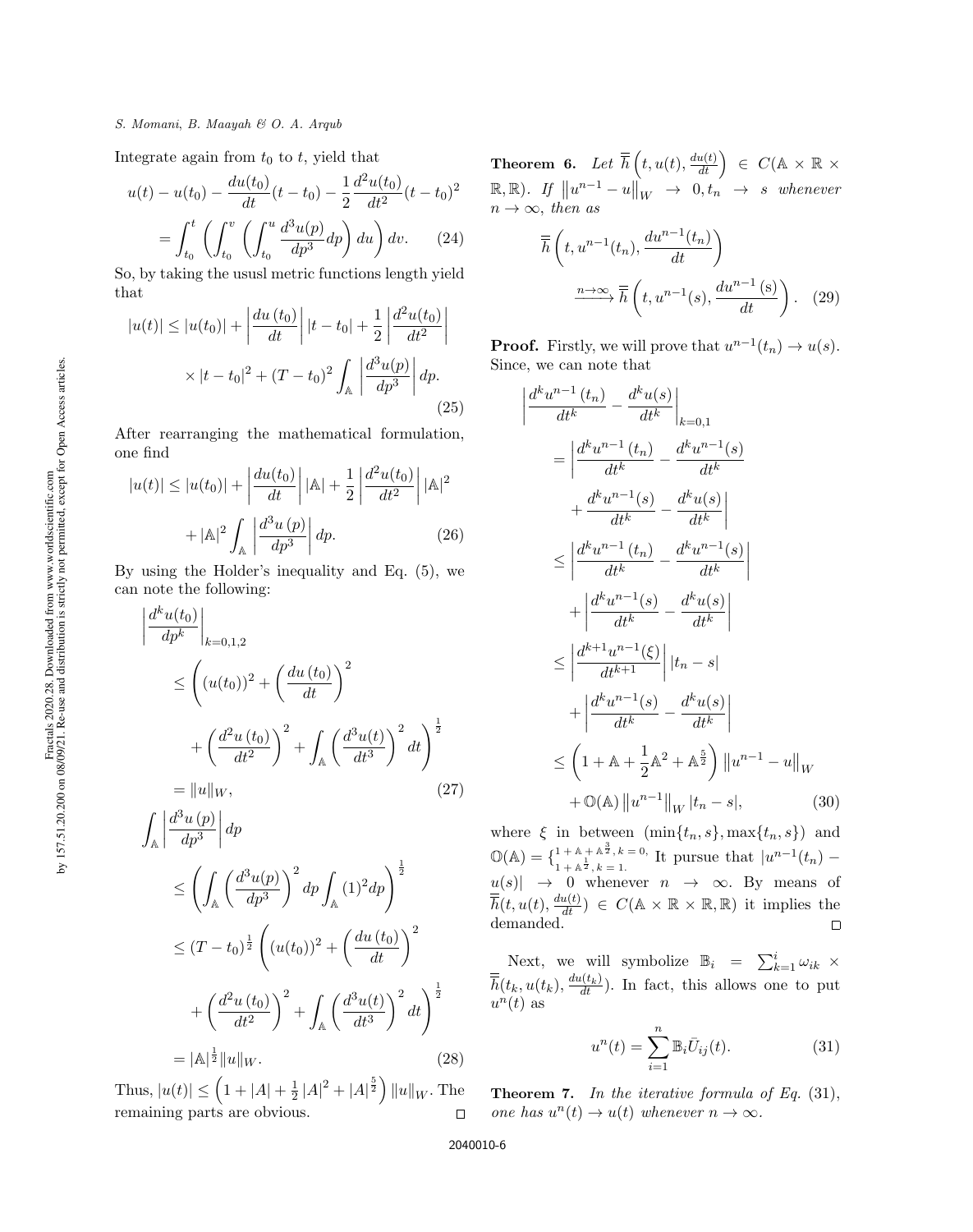Integrate again from $t_0$ to $t$, yield that

$$u(t) - u(t_0) - \frac{du(t_0)}{dt}(t - t_0) - \frac{1}{2}\frac{d^2u(t_0)}{dt^2}(t - t_0)^2$$
$$= \int_{t_0}^{t}\left(\int_{t_0}^{v}\left(\int_{t_0}^{u}\frac{d^3u(p)}{dp^3}dp\right)du\right)dv. \tag{24}$$

So, by taking the ususl metric functions length yield that

$$|u(t)| \leq |u(t_0)| + \left|\frac{du\,(t_0)}{dt}\right||t - t_0| + \frac{1}{2}\left|\frac{d^2u(t_0)}{dt^2}\right|$$
$$\times |t - t_0|^2 + (T - t_0)^2\int_{\mathbb{A}}\left|\frac{d^3u(p)}{dp^3}\right|dp. \tag{25}$$

After rearranging the mathematical formulation, one find

$$|u(t)| \leq |u(t_0)| + \left|\frac{du(t_0)}{dt}\right||\mathbb{A}| + \frac{1}{2}\left|\frac{d^2u(t_0)}{dt^2}\right||\mathbb{A}|^2$$
$$+ |\mathbb{A}|^2\int_{\mathbb{A}}\left|\frac{d^3u\,(p)}{dp^3}\right|dp. \tag{26}$$

By using the Holder's inequality and Eq. (5), we can note the following:

$$\left|\frac{d^ku(t_0)}{dp^k}\right|_{k=0,1,2}$$
$$\leq \left((u(t_0))^2 + \left(\frac{du\,(t_0)}{dt}\right)^2\right.$$
$$\left. + \left(\frac{d^2u\,(t_0)}{dt^2}\right)^2 + \int_{\mathbb{A}}\left(\frac{d^3u(t)}{dt^3}\right)^2 dt\right)^{\frac{1}{2}}$$
$$= \|u\|_W, \tag{27}$$

$$\int_{\mathbb{A}}\left|\frac{d^3u\,(p)}{dp^3}\right|dp$$
$$\leq \left(\int_{\mathbb{A}}\left(\frac{d^3u(p)}{dp^3}\right)^2 dp\int_{\mathbb{A}}(1)^2dp\right)^{\frac{1}{2}}$$
$$\leq (T - t_0)^{\frac{1}{2}}\left((u(t_0))^2 + \left(\frac{du\,(t_0)}{dt}\right)^2\right.$$
$$\left. + \left(\frac{d^2u\,(t_0)}{dt^2}\right)^2 + \int_{\mathbb{A}}\left(\frac{d^3u(t)}{dt^3}\right)^2 dt\right)^{\frac{1}{2}}$$
$$= |\mathbb{A}|^{\frac{1}{2}}\|u\|_W. \tag{28}$$

Thus, $|u(t)| \leq \left(1 + |A| + \frac{1}{2}|A|^2 + |A|^{\frac{5}{2}}\right)\|u\|_W$. The remaining parts are obvious. □

**Theorem 6.** *Let* $\overline{\overline{h}}\left(t, u(t), \frac{du(t)}{dt}\right) \in C(\mathbb{A} \times \mathbb{R} \times \mathbb{R}, \mathbb{R})$. *If* $\left\|u^{n-1} - u\right\|_W \to 0, t_n \to s$ *whenever* $n \to \infty$, *then as*

$$\overline{\overline{h}}\left(t, u^{n-1}(t_n), \frac{du^{n-1}(t_n)}{dt}\right)$$
$$\xrightarrow{n\to\infty} \overline{\overline{h}}\left(t, u^{n-1}(s), \frac{du^{n-1}\,(s)}{dt}\right). \tag{29}$$

**Proof.** Firstly, we will prove that $u^{n-1}(t_n) \to u(s)$. Since, we can note that

$$\left|\frac{d^ku^{n-1}\,(t_n)}{dt^k} - \frac{d^ku(s)}{dt^k}\right|_{k=0,1}$$
$$= \left|\frac{d^ku^{n-1}\,(t_n)}{dt^k} - \frac{d^ku^{n-1}(s)}{dt^k}\right.$$
$$\left. + \frac{d^ku^{n-1}(s)}{dt^k} - \frac{d^ku(s)}{dt^k}\right|$$
$$\leq \left|\frac{d^ku^{n-1}\,(t_n)}{dt^k} - \frac{d^ku^{n-1}(s)}{dt^k}\right|$$
$$+ \left|\frac{d^ku^{n-1}(s)}{dt^k} - \frac{d^ku(s)}{dt^k}\right|$$
$$\leq \left|\frac{d^{k+1}u^{n-1}(\xi)}{dt^{k+1}}\right||t_n - s|$$
$$+ \left|\frac{d^ku^{n-1}(s)}{dt^k} - \frac{d^ku(s)}{dt^k}\right|$$
$$\leq \left(1 + \mathbb{A} + \frac{1}{2}\mathbb{A}^2 + \mathbb{A}^{\frac{5}{2}}\right)\left\|u^{n-1} - u\right\|_W$$
$$+ \mathbb{O}(\mathbb{A})\left\|u^{n-1}\right\|_W|t_n - s|, \tag{30}$$

where $\xi$ in between $(\min\{t_n, s\}, \max\{t_n, s\})$ and $\mathbb{O}(\mathbb{A}) = \{^{1+\mathbb{A}+\mathbb{A}^{\frac{3}{2}},\, k=0,}_{1+\mathbb{A}^{\frac{1}{2}},\, k=1.}$ It pursue that $|u^{n-1}(t_n) - u(s)| \to 0$ whenever $n \to \infty$. By means of $\overline{\overline{h}}(t, u(t), \frac{du(t)}{dt}) \in C(\mathbb{A} \times \mathbb{R} \times \mathbb{R}, \mathbb{R})$ it implies the demanded. □

Next, we will symbolize $\mathbb{B}_i = \sum_{k=1}^{i}\omega_{ik} \times \overline{\overline{h}}(t_k, u(t_k), \frac{du(t_k)}{dt})$. In fact, this allows one to put $u^n(t)$ as

$$u^n(t) = \sum_{i=1}^{n}\mathbb{B}_i\bar{U}_{ij}(t). \tag{31}$$

**Theorem 7.** *In the iterative formula of Eq.* (31), *one has* $u^n(t) \to u(t)$ *whenever* $n \to \infty$.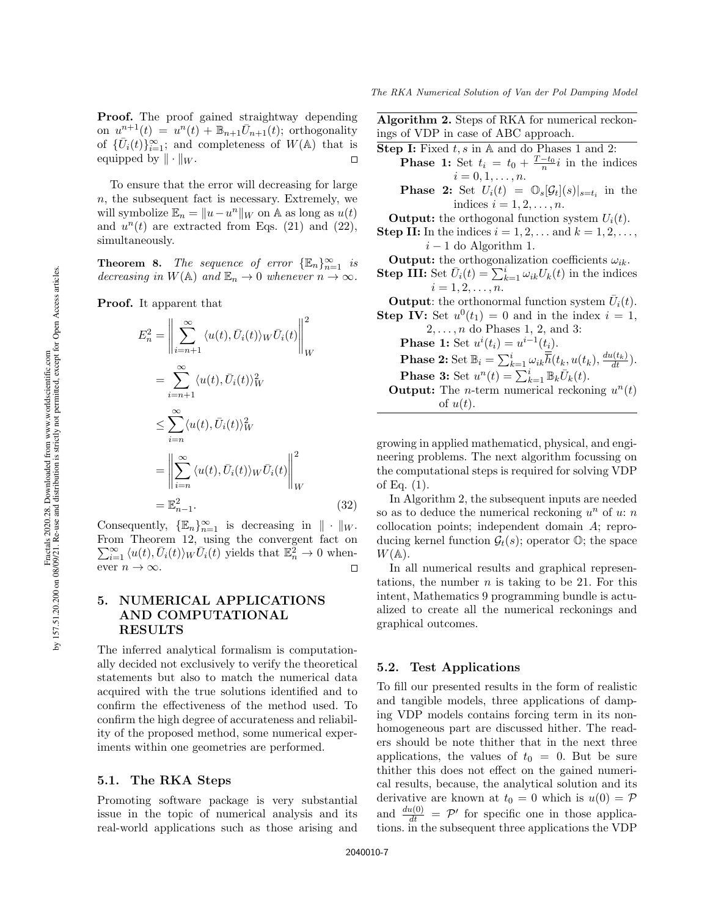**Proof.** The proof gained straightway depending on $u^{n+1}(t) = u^n(t) + \mathbb{B}_{n+1}\bar{U}_{n+1}(t)$; orthogonality of $\{\bar{U}_i(t)\}_{i=1}^{\infty}$; and completeness of $W(\mathbb{A})$ that is equipped by $\|\cdot\|_W$. $\square$

To ensure that the error will decreasing for large $n$, the subsequent fact is necessary. Extremely, we will symbolize $\mathbb{E}_n = \|u - u^n\|_W$ on $\mathbb{A}$ as long as $u(t)$ and $u^n(t)$ are extracted from Eqs. (21) and (22), simultaneously.

**Theorem 8.** *The sequence of error $\{\mathbb{E}_n\}_{n=1}^{\infty}$ is decreasing in $W(\mathbb{A})$ and $\mathbb{E}_n \to 0$ whenever $n \to \infty$.*

**Proof.** It apparent that

$$
\begin{aligned}
E_n^2 &= \left\| \sum_{i=n+1}^{\infty} \langle u(t), \bar{U}_i(t)\rangle_W \bar{U}_i(t) \right\|_W^2 \\
&= \sum_{i=n+1}^{\infty} \langle u(t), \bar{U}_i(t)\rangle_W^2 \\
&\leq \sum_{i=n}^{\infty} \langle u(t), \bar{U}_i(t)\rangle_W^2 \\
&= \left\| \sum_{i=n}^{\infty} \langle u(t), \bar{U}_i(t)\rangle_W \bar{U}_i(t) \right\|_W^2 \\
&= \mathbb{E}_{n-1}^2. \qquad (32)
\end{aligned}
$$

Consequently, $\{\mathbb{E}_n\}_{n=1}^{\infty}$ is decreasing in $\|\cdot\|_W$. From Theorem 12, using the convergent fact on $\sum_{i=1}^{\infty} \langle u(t), \bar{U}_i(t)\rangle_W \bar{U}_i(t)$ yields that $\mathbb{E}_n^2 \to 0$ whenever $n \to \infty$. $\square$

## 5. NUMERICAL APPLICATIONS AND COMPUTATIONAL RESULTS

The inferred analytical formalism is computationally decided not exclusively to verify the theoretical statements but also to match the numerical data acquired with the true solutions identified and to confirm the effectiveness of the method used. To confirm the high degree of accurateness and reliability of the proposed method, some numerical experiments within one geometries are performed.

### 5.1. The RKA Steps

Promoting software package is very substantial issue in the topic of numerical analysis and its real-world applications such as those arising and growing in applied mathematicd, physical, and engineering problems. The next algorithm focussing on the computational steps is required for solving VDP of Eq. (1).

**Algorithm 2.** Steps of RKA for numerical reckonings of VDP in case of ABC approach.

**Step I:** Fixed $t, s$ in $\mathbb{A}$ and do Phases 1 and 2:
- **Phase 1:** Set $t_i = t_0 + \frac{T - t_0}{n} i$ in the indices $i = 0, 1, \ldots, n$.
- **Phase 2:** Set $U_i(t) = \mathbb{O}_s[\mathcal{G}_t](s)|_{s=t_i}$ in the indices $i = 1, 2, \ldots, n$.

**Output:** the orthogonal function system $U_i(t)$.

**Step II:** In the indices $i = 1, 2, \ldots$ and $k = 1, 2, \ldots, i-1$ do Algorithm 1.

**Output:** the orthogonalization coefficients $\omega_{ik}$.

**Step III:** Set $\bar{U}_i(t) = \sum_{k=1}^{i} \omega_{ik} U_k(t)$ in the indices $i = 1, 2, \ldots, n$.

**Output**: the orthonormal function system $\bar{U}_i(t)$.

**Step IV:** Set $u^0(t_1) = 0$ and in the index $i = 1, 2, \ldots, n$ do Phases 1, 2, and 3:
- **Phase 1:** Set $u^i(t_i) = u^{i-1}(t_i)$.
- **Phase 2:** Set $\mathbb{B}_i = \sum_{k=1}^{i} \omega_{ik} \overline{\overline{h}}(t_k, u(t_k), \frac{du(t_k)}{dt})$.
- **Phase 3:** Set $u^n(t) = \sum_{k=1}^{i} \mathbb{B}_k \bar{U}_k(t)$.

**Output:** The $n$-term numerical reckoning $u^n(t)$ of $u(t)$.

In Algorithm 2, the subsequent inputs are needed so as to deduce the numerical reckoning $u^n$ of $u$: $n$ collocation points; independent domain $A$; reproducing kernel function $\mathcal{G}_t(s)$; operator $\mathbb{O}$; the space $W(\mathbb{A})$.

In all numerical results and graphical representations, the number $n$ is taking to be 21. For this intent, Mathematics 9 programming bundle is actualized to create all the numerical reckonings and graphical outcomes.

### 5.2. Test Applications

To fill our presented results in the form of realistic and tangible models, three applications of damping VDP models contains forcing term in its nonhomogeneous part are discussed hither. The readers should be note thither that in the next three applications, the values of $t_0 = 0$. But be sure thither this does not effect on the gained numerical results, because, the analytical solution and its derivative are known at $t_0 = 0$ which is $u(0) = \mathcal{P}$ and $\frac{du(0)}{dt} = \mathcal{P}'$ for specific one in those applications. in the subsequent three applications the VDP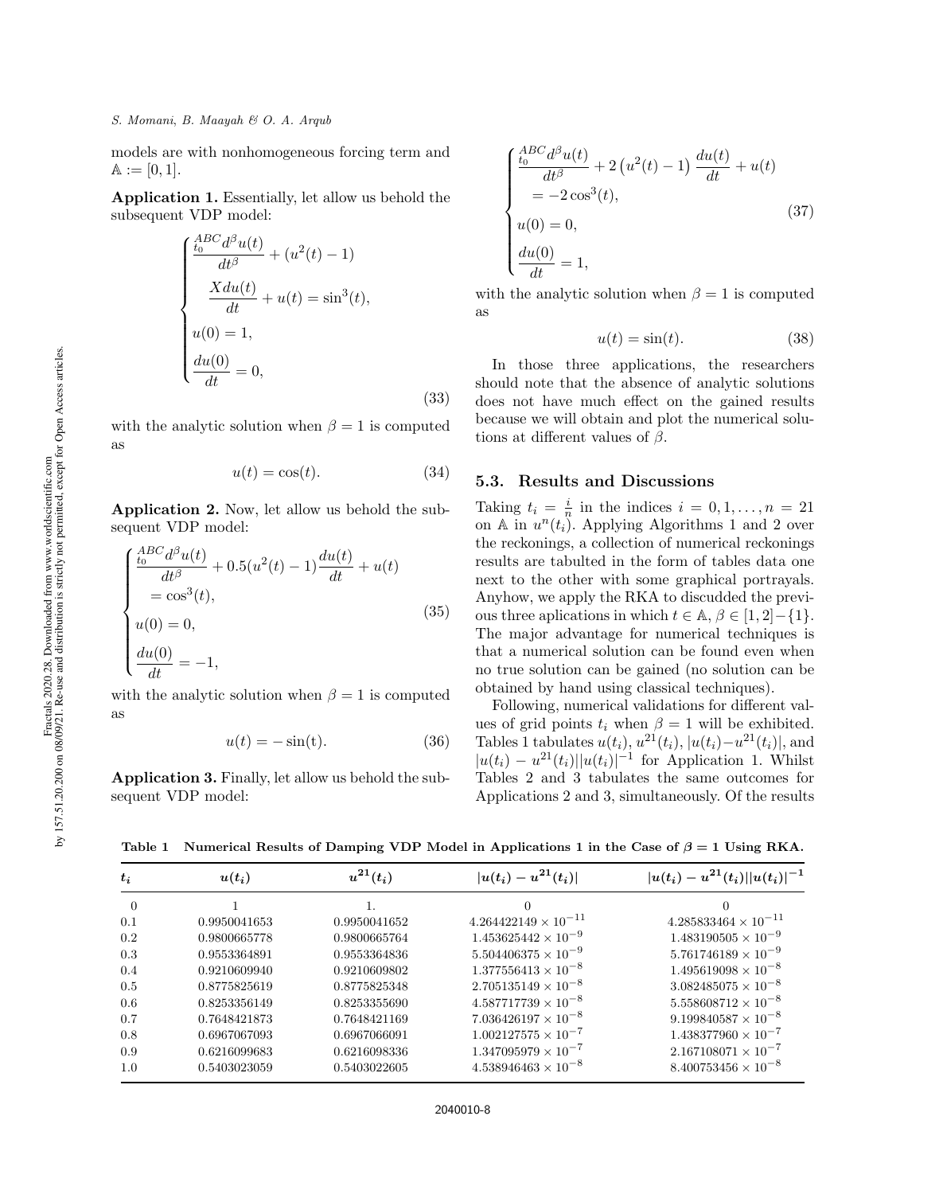models are with nonhomogeneous forcing term and $\mathbb{A} := [0, 1]$.

**Application 1.** Essentially, let allow us behold the subsequent VDP model:

$$
\begin{cases}
\dfrac{{}_{t_0}^{ABC}d^{\beta}u(t)}{dt^{\beta}} + (u^2(t) - 1) \\
\quad \dfrac{Xdu(t)}{dt} + u(t) = \sin^3(t), \\
u(0) = 1, \\
\dfrac{du(0)}{dt} = 0,
\end{cases}
\tag{33}
$$

with the analytic solution when $\beta = 1$ is computed as

$$
u(t) = \cos(t). \tag{34}
$$

**Application 2.** Now, let allow us behold the subsequent VDP model:

$$
\begin{cases}
\dfrac{{}_{t_0}^{ABC}d^{\beta}u(t)}{dt^{\beta}} + 0.5(u^2(t) - 1)\dfrac{du(t)}{dt} + u(t) \\
\quad = \cos^3(t), \\
u(0) = 0, \\
\dfrac{du(0)}{dt} = -1,
\end{cases}
\tag{35}
$$

with the analytic solution when $\beta = 1$ is computed as

$$
u(t) = -\sin(\mathrm{t}). \tag{36}
$$

**Application 3.** Finally, let allow us behold the subsequent VDP model:

$$
\begin{cases}
\dfrac{{}_{t_0}^{ABC}d^{\beta}u(t)}{dt^{\beta}} + 2\left(u^2(t) - 1\right)\dfrac{du(t)}{dt} + u(t) \\
\quad = -2\cos^3(t), \\
u(0) = 0, \\
\dfrac{du(0)}{dt} = 1,
\end{cases}
\tag{37}
$$

with the analytic solution when $\beta = 1$ is computed as

$$
u(t) = \sin(t). \tag{38}
$$

In those three applications, the researchers should note that the absence of analytic solutions does not have much effect on the gained results because we will obtain and plot the numerical solutions at different values of $\beta$.

### 5.3. Results and Discussions

Taking $t_i = \frac{i}{n}$ in the indices $i = 0, 1, \ldots, n = 21$ on $\mathbb{A}$ in $u^n(t_i)$. Applying Algorithms 1 and 2 over the reckonings, a collection of numerical reckonings results are tabulted in the form of tables data one next to the other with some graphical portrayals. Anyhow, we apply the RKA to discudded the previous three aplications in which $t \in \mathbb{A}$, $\beta \in [1, 2] - \{1\}$. The major advantage for numerical techniques is that a numerical solution can be found even when no true solution can be gained (no solution can be obtained by hand using classical techniques).

Following, numerical validations for different values of grid points $t_i$ when $\beta = 1$ will be exhibited. Tables 1 tabulates $u(t_i)$, $u^{21}(t_i)$, $|u(t_i) - u^{21}(t_i)|$, and $|u(t_i) - u^{21}(t_i)||u(t_i)|^{-1}$ for Application 1. Whilst Tables 2 and 3 tabulates the same outcomes for Applications 2 and 3, simultaneously. Of the results

**Table 1 Numerical Results of Damping VDP Model in Applications 1 in the Case of $\beta = 1$ Using RKA.**

| $t_i$ | $u(t_i)$ | $u^{21}(t_i)$ | $\lvert u(t_i) - u^{21}(t_i)\rvert$ | $\lvert u(t_i) - u^{21}(t_i)\rvert\lvert u(t_i)\rvert^{-1}$ |
|---|---|---|---|---|
| 0 | 1 | 1. | 0 | 0 |
| 0.1 | 0.9950041653 | 0.9950041652 | $4.264422149 \times 10^{-11}$ | $4.285833464 \times 10^{-11}$ |
| 0.2 | 0.9800665778 | 0.9800665764 | $1.453625442 \times 10^{-9}$ | $1.483190505 \times 10^{-9}$ |
| 0.3 | 0.9553364891 | 0.9553364836 | $5.504406375 \times 10^{-9}$ | $5.761746189 \times 10^{-9}$ |
| 0.4 | 0.9210609940 | 0.9210609802 | $1.377556413 \times 10^{-8}$ | $1.495619098 \times 10^{-8}$ |
| 0.5 | 0.8775825619 | 0.8775825348 | $2.705135149 \times 10^{-8}$ | $3.082485075 \times 10^{-8}$ |
| 0.6 | 0.8253356149 | 0.8253355690 | $4.587717739 \times 10^{-8}$ | $5.558608712 \times 10^{-8}$ |
| 0.7 | 0.7648421873 | 0.7648421169 | $7.036426197 \times 10^{-8}$ | $9.199840587 \times 10^{-8}$ |
| 0.8 | 0.6967067093 | 0.6967066091 | $1.002127575 \times 10^{-7}$ | $1.438377960 \times 10^{-7}$ |
| 0.9 | 0.6216099683 | 0.6216098336 | $1.347095979 \times 10^{-7}$ | $2.167108071 \times 10^{-7}$ |
| 1.0 | 0.5403023059 | 0.5403022605 | $4.538946463 \times 10^{-8}$ | $8.400753456 \times 10^{-8}$ |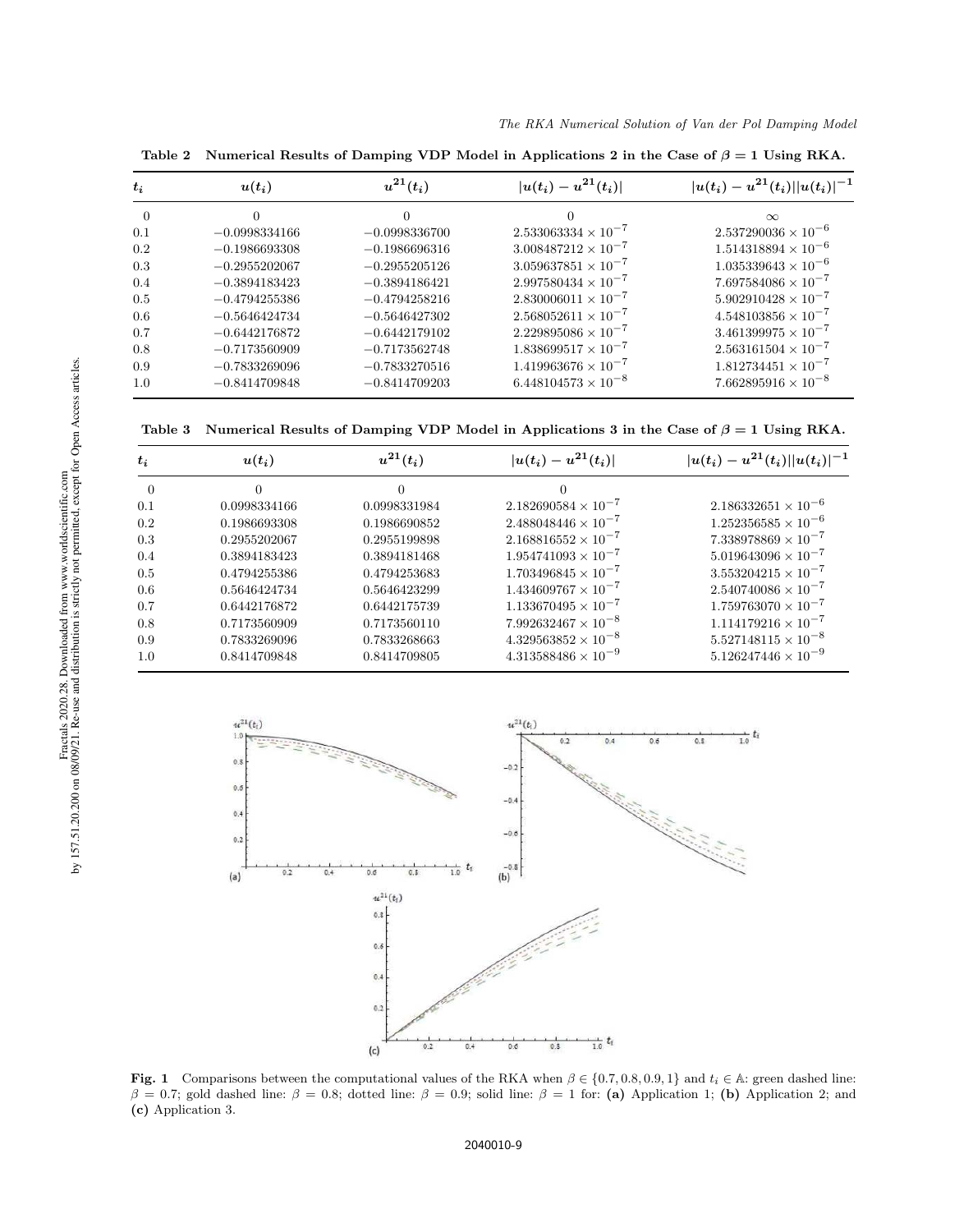**Table 2** Numerical Results of Damping VDP Model in Applications 2 in the Case of $\beta = 1$ Using RKA.

| $t_i$ | $u(t_i)$ | $u^{21}(t_i)$ | $\lvert u(t_i) - u^{21}(t_i)\rvert$ | $\lvert u(t_i) - u^{21}(t_i)\rvert\lvert u(t_i)\rvert^{-1}$ |
|---|---|---|---|---|
| 0 | 0 | 0 | 0 | $\infty$ |
| 0.1 | −0.0998334166 | −0.0998336700 | $2.533063334 \times 10^{-7}$ | $2.537290036 \times 10^{-6}$ |
| 0.2 | −0.1986693308 | −0.1986696316 | $3.008487212 \times 10^{-7}$ | $1.514318894 \times 10^{-6}$ |
| 0.3 | −0.2955202067 | −0.2955205126 | $3.059637851 \times 10^{-7}$ | $1.035339643 \times 10^{-6}$ |
| 0.4 | −0.3894183423 | −0.3894186421 | $2.997580434 \times 10^{-7}$ | $7.697584086 \times 10^{-7}$ |
| 0.5 | −0.4794255386 | −0.4794258216 | $2.830006011 \times 10^{-7}$ | $5.902910428 \times 10^{-7}$ |
| 0.6 | −0.5646424734 | −0.5646427302 | $2.568052611 \times 10^{-7}$ | $4.548103856 \times 10^{-7}$ |
| 0.7 | −0.6442176872 | −0.6442179102 | $2.229895086 \times 10^{-7}$ | $3.461399975 \times 10^{-7}$ |
| 0.8 | −0.7173560909 | −0.7173562748 | $1.838699517 \times 10^{-7}$ | $2.563161504 \times 10^{-7}$ |
| 0.9 | −0.7833269096 | −0.7833270516 | $1.419963676 \times 10^{-7}$ | $1.812734451 \times 10^{-7}$ |
| 1.0 | −0.8414709848 | −0.8414709203 | $6.448104573 \times 10^{-8}$ | $7.662895916 \times 10^{-8}$ |

**Table 3** Numerical Results of Damping VDP Model in Applications 3 in the Case of $\beta = 1$ Using RKA.

| $t_i$ | $u(t_i)$ | $u^{21}(t_i)$ | $\lvert u(t_i) - u^{21}(t_i)\rvert$ | $\lvert u(t_i) - u^{21}(t_i)\rvert\lvert u(t_i)\rvert^{-1}$ |
|---|---|---|---|---|
| 0 | 0 | 0 | 0 | |
| 0.1 | 0.0998334166 | 0.0998331984 | $2.182690584 \times 10^{-7}$ | $2.186332651 \times 10^{-6}$ |
| 0.2 | 0.1986693308 | 0.1986690852 | $2.488048446 \times 10^{-7}$ | $1.252356585 \times 10^{-6}$ |
| 0.3 | 0.2955202067 | 0.2955199898 | $2.168816552 \times 10^{-7}$ | $7.338978869 \times 10^{-7}$ |
| 0.4 | 0.3894183423 | 0.3894181468 | $1.954741093 \times 10^{-7}$ | $5.019643096 \times 10^{-7}$ |
| 0.5 | 0.4794255386 | 0.4794253683 | $1.703496845 \times 10^{-7}$ | $3.553204215 \times 10^{-7}$ |
| 0.6 | 0.5646424734 | 0.5646423299 | $1.434609767 \times 10^{-7}$ | $2.540740086 \times 10^{-7}$ |
| 0.7 | 0.6442176872 | 0.6442175739 | $1.133670495 \times 10^{-7}$ | $1.759763070 \times 10^{-7}$ |
| 0.8 | 0.7173560909 | 0.7173560110 | $7.992632467 \times 10^{-8}$ | $1.114179216 \times 10^{-7}$ |
| 0.9 | 0.7833269096 | 0.7833268663 | $4.329563852 \times 10^{-8}$ | $5.527148115 \times 10^{-8}$ |
| 1.0 | 0.8414709848 | 0.8414709805 | $4.313588486 \times 10^{-9}$ | $5.126247446 \times 10^{-9}$ |

**Fig. 1** Comparisons between the computational values of the RKA when $\beta \in \{0.7, 0.8, 0.9, 1\}$ and $t_i \in \mathbb{A}$: green dashed line: $\beta = 0.7$; gold dashed line: $\beta = 0.8$; dotted line: $\beta = 0.9$; solid line: $\beta = 1$ for: **(a)** Application 1; **(b)** Application 2; and **(c)** Application 3.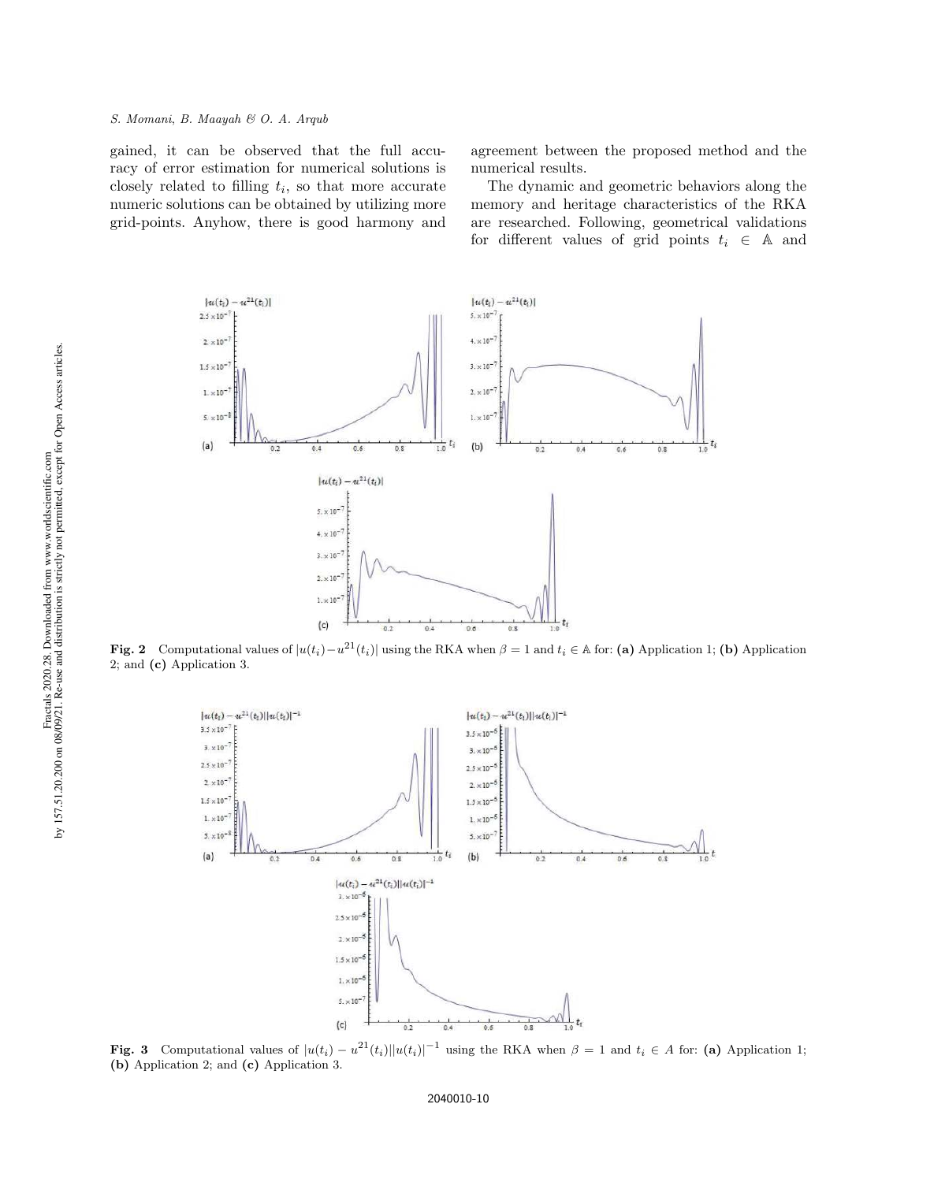gained, it can be observed that the full accuracy of error estimation for numerical solutions is closely related to filling $t_i$, so that more accurate numeric solutions can be obtained by utilizing more grid-points. Anyhow, there is good harmony and agreement between the proposed method and the numerical results.

The dynamic and geometric behaviors along the memory and heritage characteristics of the RKA are researched. Following, geometrical validations for different values of grid points $t_i \in \mathbb{A}$ and

**Fig. 2** Computational values of $|u(t_i)-u^{21}(t_i)|$ using the RKA when $\beta = 1$ and $t_i \in \mathbb{A}$ for: **(a)** Application 1; **(b)** Application 2; and **(c)** Application 3.

**Fig. 3** Computational values of $|u(t_i) - u^{21}(t_i)||u(t_i)|^{-1}$ using the RKA when $\beta = 1$ and $t_i \in A$ for: **(a)** Application 1; **(b)** Application 2; and **(c)** Application 3.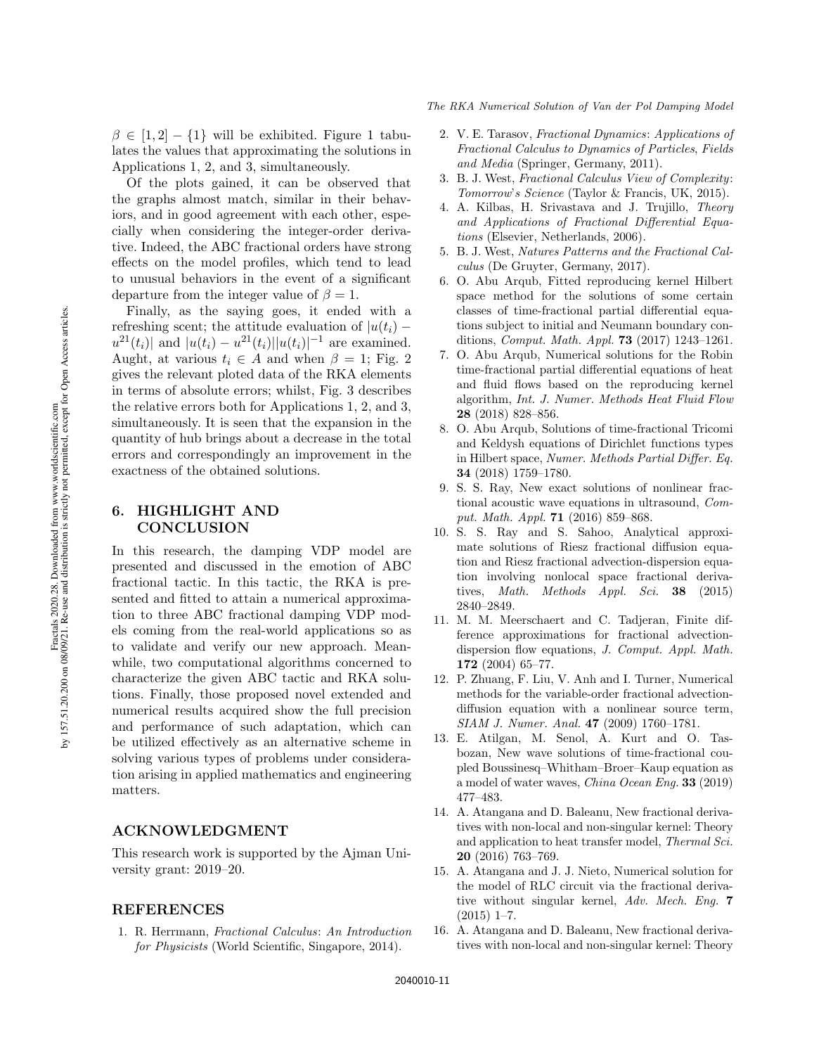$\beta \in [1, 2] - \{1\}$ will be exhibited. Figure 1 tabulates the values that approximating the solutions in Applications 1, 2, and 3, simultaneously.

Of the plots gained, it can be observed that the graphs almost match, similar in their behaviors, and in good agreement with each other, especially when considering the integer-order derivative. Indeed, the ABC fractional orders have strong effects on the model profiles, which tend to lead to unusual behaviors in the event of a significant departure from the integer value of $\beta = 1$.

Finally, as the saying goes, it ended with a refreshing scent; the attitude evaluation of $|u(t_i) - u^{21}(t_i)|$ and $|u(t_i) - u^{21}(t_i)||u(t_i)|^{-1}$ are examined. Aught, at various $t_i \in A$ and when $\beta = 1$; Fig. 2 gives the relevant ploted data of the RKA elements in terms of absolute errors; whilst, Fig. 3 describes the relative errors both for Applications 1, 2, and 3, simultaneously. It is seen that the expansion in the quantity of hub brings about a decrease in the total errors and correspondingly an improvement in the exactness of the obtained solutions.

## 6. HIGHLIGHT AND CONCLUSION

In this research, the damping VDP model are presented and discussed in the emotion of ABC fractional tactic. In this tactic, the RKA is presented and fitted to attain a numerical approximation to three ABC fractional damping VDP models coming from the real-world applications so as to validate and verify our new approach. Meanwhile, two computational algorithms concerned to characterize the given ABC tactic and RKA solutions. Finally, those proposed novel extended and numerical results acquired show the full precision and performance of such adaptation, which can be utilized effectively as an alternative scheme in solving various types of problems under consideration arising in applied mathematics and engineering matters.

## ACKNOWLEDGMENT

This research work is supported by the Ajman University grant: 2019–20.

## REFERENCES

1. R. Herrmann, *Fractional Calculus: An Introduction for Physicists* (World Scientific, Singapore, 2014).
2. V. E. Tarasov, *Fractional Dynamics: Applications of Fractional Calculus to Dynamics of Particles, Fields and Media* (Springer, Germany, 2011).
3. B. J. West, *Fractional Calculus View of Complexity: Tomorrow's Science* (Taylor & Francis, UK, 2015).
4. A. Kilbas, H. Srivastava and J. Trujillo, *Theory and Applications of Fractional Differential Equations* (Elsevier, Netherlands, 2006).
5. B. J. West, *Natures Patterns and the Fractional Calculus* (De Gruyter, Germany, 2017).
6. O. Abu Arqub, Fitted reproducing kernel Hilbert space method for the solutions of some certain classes of time-fractional partial differential equations subject to initial and Neumann boundary conditions, *Comput. Math. Appl.* **73** (2017) 1243–1261.
7. O. Abu Arqub, Numerical solutions for the Robin time-fractional partial differential equations of heat and fluid flows based on the reproducing kernel algorithm, *Int. J. Numer. Methods Heat Fluid Flow* **28** (2018) 828–856.
8. O. Abu Arqub, Solutions of time-fractional Tricomi and Keldysh equations of Dirichlet functions types in Hilbert space, *Numer. Methods Partial Differ. Eq.* **34** (2018) 1759–1780.
9. S. S. Ray, New exact solutions of nonlinear fractional acoustic wave equations in ultrasound, *Comput. Math. Appl.* **71** (2016) 859–868.
10. S. S. Ray and S. Sahoo, Analytical approximate solutions of Riesz fractional diffusion equation and Riesz fractional advection-dispersion equation involving nonlocal space fractional derivatives, *Math. Methods Appl. Sci.* **38** (2015) 2840–2849.
11. M. M. Meerschaert and C. Tadjeran, Finite difference approximations for fractional advection-dispersion flow equations, *J. Comput. Appl. Math.* **172** (2004) 65–77.
12. P. Zhuang, F. Liu, V. Anh and I. Turner, Numerical methods for the variable-order fractional advection-diffusion equation with a nonlinear source term, *SIAM J. Numer. Anal.* **47** (2009) 1760–1781.
13. E. Atilgan, M. Senol, A. Kurt and O. Tasbozan, New wave solutions of time-fractional coupled Boussinesq–Whitham–Broer–Kaup equation as a model of water waves, *China Ocean Eng.* **33** (2019) 477–483.
14. A. Atangana and D. Baleanu, New fractional derivatives with non-local and non-singular kernel: Theory and application to heat transfer model, *Thermal Sci.* **20** (2016) 763–769.
15. A. Atangana and J. J. Nieto, Numerical solution for the model of RLC circuit via the fractional derivative without singular kernel, *Adv. Mech. Eng.* **7** (2015) 1–7.
16. A. Atangana and D. Baleanu, New fractional derivatives with non-local and non-singular kernel: Theory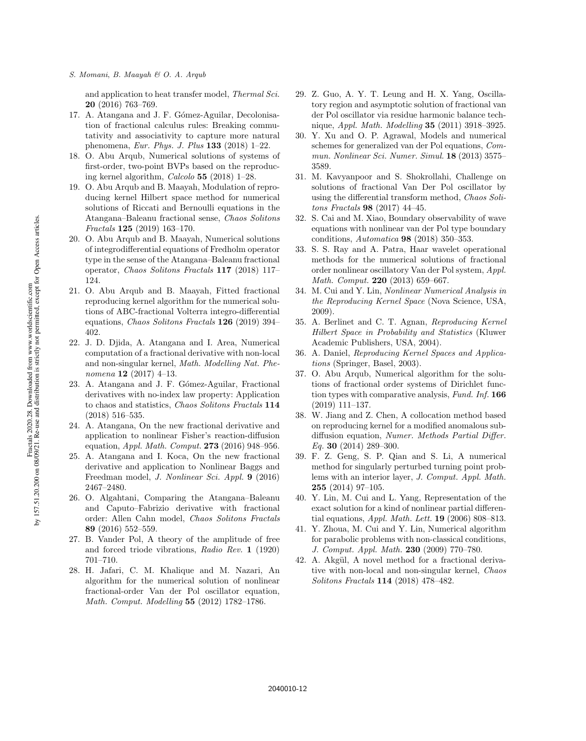and application to heat transfer model, *Thermal Sci.* **20** (2016) 763–769.

17. A. Atangana and J. F. Gómez-Aguilar, Decolonisation of fractional calculus rules: Breaking commutativity and associativity to capture more natural phenomena, *Eur. Phys. J. Plus* **133** (2018) 1–22.
18. O. Abu Arqub, Numerical solutions of systems of first-order, two-point BVPs based on the reproducing kernel algorithm, *Calcolo* **55** (2018) 1–28.
19. O. Abu Arqub and B. Maayah, Modulation of reproducing kernel Hilbert space method for numerical solutions of Riccati and Bernoulli equations in the Atangana–Baleanu fractional sense, *Chaos Solitons Fractals* **125** (2019) 163–170.
20. O. Abu Arqub and B. Maayah, Numerical solutions of integrodifferential equations of Fredholm operator type in the sense of the Atangana–Baleanu fractional operator, *Chaos Solitons Fractals* **117** (2018) 117–124.
21. O. Abu Arqub and B. Maayah, Fitted fractional reproducing kernel algorithm for the numerical solutions of ABC-fractional Volterra integro-differential equations, *Chaos Solitons Fractals* **126** (2019) 394–402.
22. J. D. Djida, A. Atangana and I. Area, Numerical computation of a fractional derivative with non-local and non-singular kernel, *Math. Modelling Nat. Phenomena* **12** (2017) 4–13.
23. A. Atangana and J. F. Gómez-Aguilar, Fractional derivatives with no-index law property: Application to chaos and statistics, *Chaos Solitons Fractals* **114** (2018) 516–535.
24. A. Atangana, On the new fractional derivative and application to nonlinear Fisher's reaction-diffusion equation, *Appl. Math. Comput.* **273** (2016) 948–956.
25. A. Atangana and I. Koca, On the new fractional derivative and application to Nonlinear Baggs and Freedman model, *J. Nonlinear Sci. Appl.* **9** (2016) 2467–2480.
26. O. Algahtani, Comparing the Atangana–Baleanu and Caputo–Fabrizio derivative with fractional order: Allen Cahn model, *Chaos Solitons Fractals* **89** (2016) 552–559.
27. B. Vander Pol, A theory of the amplitude of free and forced triode vibrations, *Radio Rev.* **1** (1920) 701–710.
28. H. Jafari, C. M. Khalique and M. Nazari, An algorithm for the numerical solution of nonlinear fractional-order Van der Pol oscillator equation, *Math. Comput. Modelling* **55** (2012) 1782–1786.
29. Z. Guo, A. Y. T. Leung and H. X. Yang, Oscillatory region and asymptotic solution of fractional van der Pol oscillator via residue harmonic balance technique, *Appl. Math. Modelling* **35** (2011) 3918–3925.
30. Y. Xu and O. P. Agrawal, Models and numerical schemes for generalized van der Pol equations, *Commun. Nonlinear Sci. Numer. Simul.* **18** (2013) 3575–3589.
31. M. Kavyanpoor and S. Shokrollahi, Challenge on solutions of fractional Van Der Pol oscillator by using the differential transform method, *Chaos Solitons Fractals* **98** (2017) 44–45.
32. S. Cai and M. Xiao, Boundary observability of wave equations with nonlinear van der Pol type boundary conditions, *Automatica* **98** (2018) 350–353.
33. S. S. Ray and A. Patra, Haar wavelet operational methods for the numerical solutions of fractional order nonlinear oscillatory Van der Pol system, *Appl. Math. Comput.* **220** (2013) 659–667.
34. M. Cui and Y. Lin, *Nonlinear Numerical Analysis in the Reproducing Kernel Space* (Nova Science, USA, 2009).
35. A. Berlinet and C. T. Agnan, *Reproducing Kernel Hilbert Space in Probability and Statistics* (Kluwer Academic Publishers, USA, 2004).
36. A. Daniel, *Reproducing Kernel Spaces and Applications* (Springer, Basel, 2003).
37. O. Abu Arqub, Numerical algorithm for the solutions of fractional order systems of Dirichlet function types with comparative analysis, *Fund. Inf.* **166** (2019) 111–137.
38. W. Jiang and Z. Chen, A collocation method based on reproducing kernel for a modified anomalous subdiffusion equation, *Numer. Methods Partial Differ. Eq.* **30** (2014) 289–300.
39. F. Z. Geng, S. P. Qian and S. Li, A numerical method for singularly perturbed turning point problems with an interior layer, *J. Comput. Appl. Math.* **255** (2014) 97–105.
40. Y. Lin, M. Cui and L. Yang, Representation of the exact solution for a kind of nonlinear partial differential equations, *Appl. Math. Lett.* **19** (2006) 808–813.
41. Y. Zhoua, M. Cui and Y. Lin, Numerical algorithm for parabolic problems with non-classical conditions, *J. Comput. Appl. Math.* **230** (2009) 770–780.
42. A. Akgül, A novel method for a fractional derivative with non-local and non-singular kernel, *Chaos Solitons Fractals* **114** (2018) 478–482.